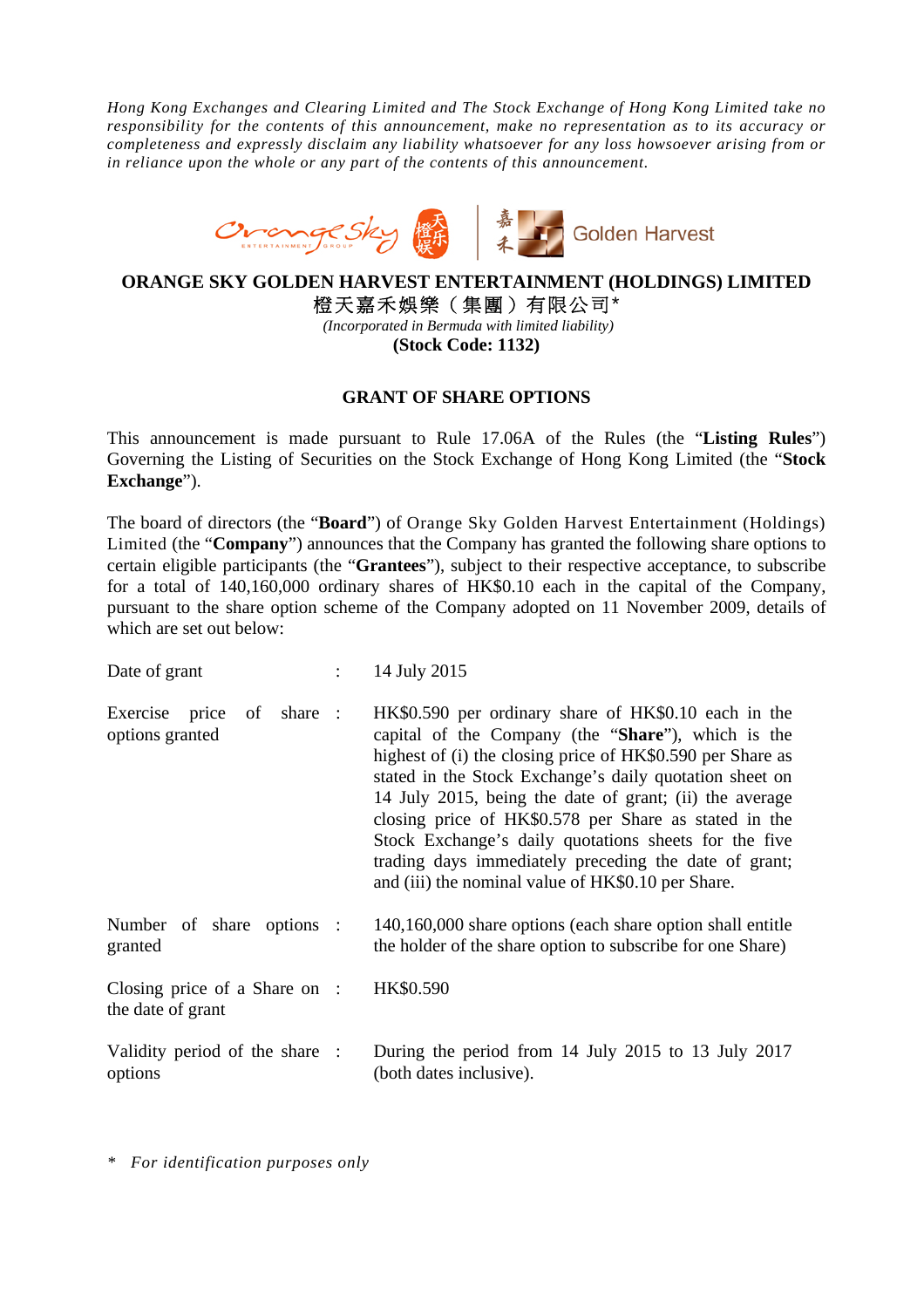*Hong Kong Exchanges and Clearing Limited and The Stock Exchange of Hong Kong Limited take no responsibility for the contents of this announcement, make no representation as to its accuracy or completeness and expressly disclaim any liability whatsoever for any loss howsoever arising from or in reliance upon the whole or any part of the contents of this announcement.*

# ORANGE SKY GOLDEN HARVEST ENTERTAINMENT (HOLDINGS) LIMITED

# 橙天嘉禾娛樂（集團）有限公司*

*(Incorporated in Bermuda with limited liability)*

**(Stock Code: 1132)**

## GRANT OF SHARE OPTIONS

This announcement is made pursuant to Rule 17.06A of the Rules (the "**Listing Rules**") Governing the Listing of Securities on the Stock Exchange of Hong Kong Limited (the "**Stock Exchange**").

The board of directors (the "**Board**") of Orange Sky Golden Harvest Entertainment (Holdings) Limited (the "**Company**") announces that the Company has granted the following share options to certain eligible participants (the "**Grantees**"), subject to their respective acceptance, to subscribe for a total of 140,160,000 ordinary shares of HK$0.10 each in the capital of the Company, pursuant to the share option scheme of the Company adopted on 11 November 2009, details of which are set out below:

| | | |
|---|---|---|
| Date of grant | : | 14 July 2015 |
| Exercise price of share options granted | : | HK$0.590 per ordinary share of HK$0.10 each in the capital of the Company (the "**Share**"), which is the highest of (i) the closing price of HK$0.590 per Share as stated in the Stock Exchange's daily quotation sheet on 14 July 2015, being the date of grant; (ii) the average closing price of HK$0.578 per Share as stated in the Stock Exchange's daily quotations sheets for the five trading days immediately preceding the date of grant; and (iii) the nominal value of HK$0.10 per Share. |
| Number of share options granted | : | 140,160,000 share options (each share option shall entitle the holder of the share option to subscribe for one Share) |
| Closing price of a Share on the date of grant | : | HK$0.590 |
| Validity period of the share options | : | During the period from 14 July 2015 to 13 July 2017 (both dates inclusive). |

\* *For identification purposes only*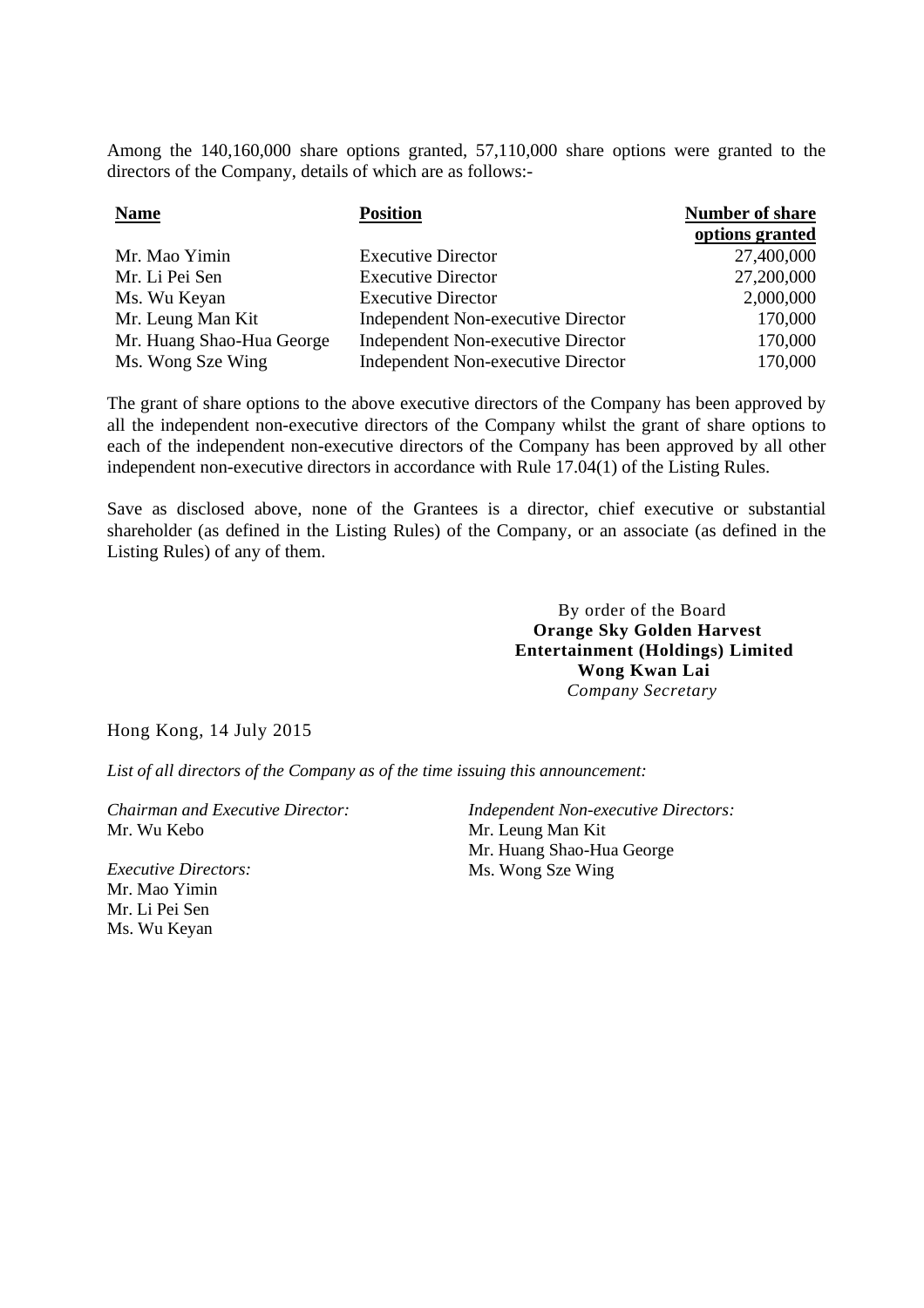Among the 140,160,000 share options granted, 57,110,000 share options were granted to the directors of the Company, details of which are as follows:-

| Name | Position | Number of share options granted |
|---|---|---|
| Mr. Mao Yimin | Executive Director | 27,400,000 |
| Mr. Li Pei Sen | Executive Director | 27,200,000 |
| Ms. Wu Keyan | Executive Director | 2,000,000 |
| Mr. Leung Man Kit | Independent Non-executive Director | 170,000 |
| Mr. Huang Shao-Hua George | Independent Non-executive Director | 170,000 |
| Ms. Wong Sze Wing | Independent Non-executive Director | 170,000 |

The grant of share options to the above executive directors of the Company has been approved by all the independent non-executive directors of the Company whilst the grant of share options to each of the independent non-executive directors of the Company has been approved by all other independent non-executive directors in accordance with Rule 17.04(1) of the Listing Rules.

Save as disclosed above, none of the Grantees is a director, chief executive or substantial shareholder (as defined in the Listing Rules) of the Company, or an associate (as defined in the Listing Rules) of any of them.

By order of the Board
**Orange Sky Golden Harvest Entertainment (Holdings) Limited**
**Wong Kwan Lai**
*Company Secretary*

Hong Kong, 14 July 2015

*List of all directors of the Company as of the time issuing this announcement:*

*Chairman and Executive Director:*
Mr. Wu Kebo

*Executive Directors:*
Mr. Mao Yimin
Mr. Li Pei Sen
Ms. Wu Keyan

*Independent Non-executive Directors:*
Mr. Leung Man Kit
Mr. Huang Shao-Hua George
Ms. Wong Sze Wing